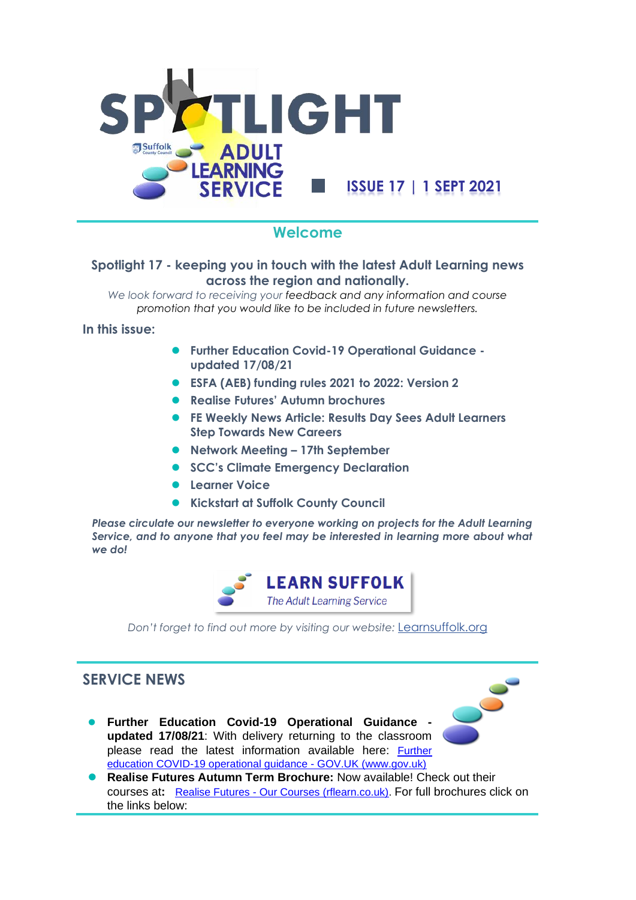# SPOTLIGHT

Suffolk County Council

ADULT LEARNING SERVICE

ISSUE 17 | 1 SEPT 2021

## Welcome

**Spotlight 17 - keeping you in touch with the latest Adult Learning news across the region and nationally.**

*We look forward to receiving your feedback and any information and course promotion that you would like to be included in future newsletters.*

**In this issue:**

- **Further Education Covid-19 Operational Guidance - updated 17/08/21**
- **ESFA (AEB) funding rules 2021 to 2022: Version 2**
- **Realise Futures' Autumn brochures**
- **FE Weekly News Article: Results Day Sees Adult Learners Step Towards New Careers**
- **Network Meeting – 17th September**
- **SCC's Climate Emergency Declaration**
- **Learner Voice**
- **Kickstart at Suffolk County Council**

***Please circulate our newsletter to everyone working on projects for the Adult Learning Service, and to anyone that you feel may be interested in learning more about what we do!***

**LEARN SUFFOLK**
*The Adult Learning Service*

*Don't forget to find out more by visiting our website:* [Learnsuffolk.org](Learnsuffolk.org)

## SERVICE NEWS

- **Further Education Covid-19 Operational Guidance - updated 17/08/21**: With delivery returning to the classroom please read the latest information available here: [Further education COVID-19 operational guidance - GOV.UK (www.gov.uk)](www.gov.uk)
- **Realise Futures Autumn Term Brochure:** Now available! Check out their courses at**:** [Realise Futures - Our Courses (rflearn.co.uk)](rflearn.co.uk). For full brochures click on the links below: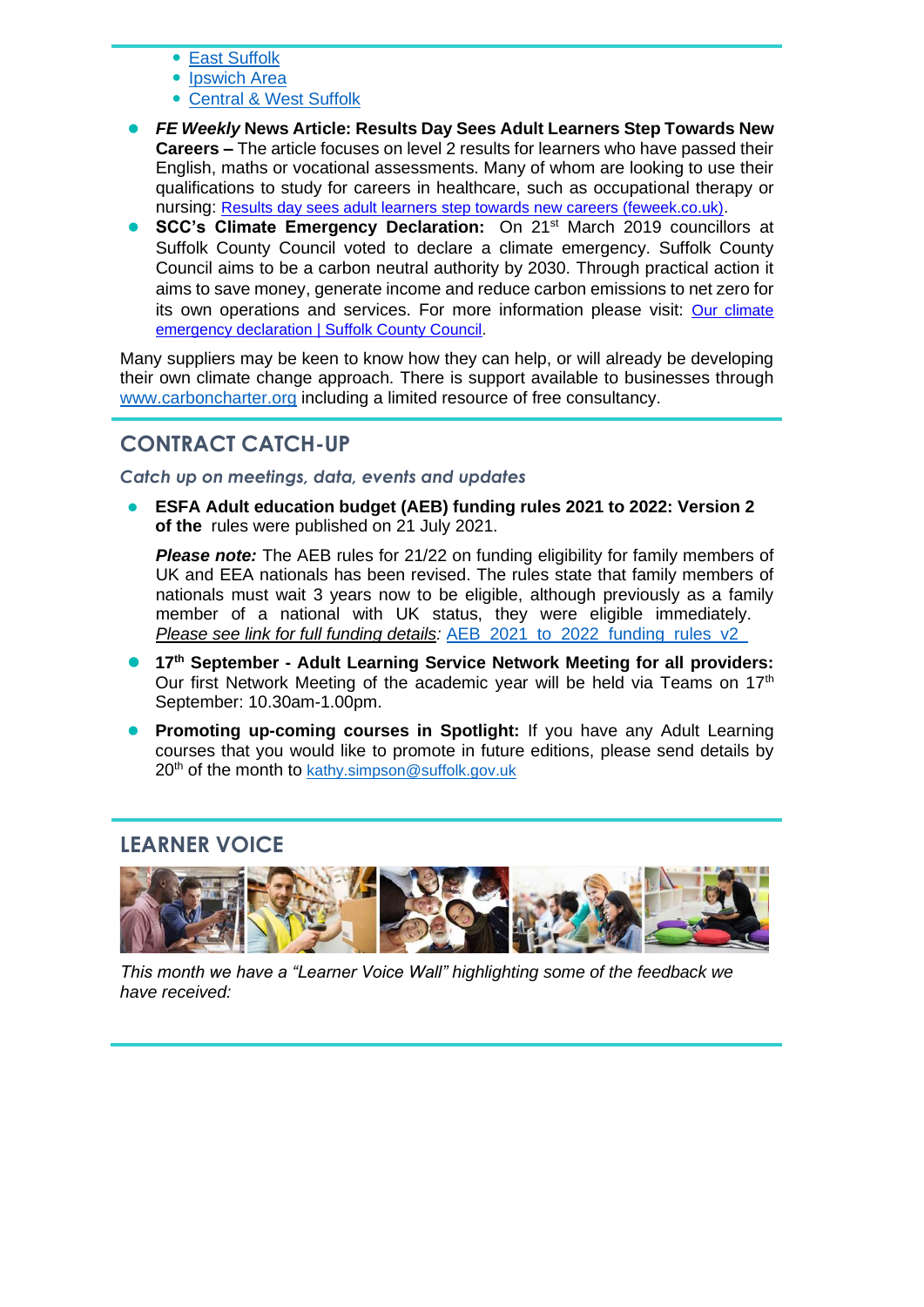- [East Suffolk]
- [Ipswich Area]
- [Central & West Suffolk]

- ***FE Weekly* News Article: Results Day Sees Adult Learners Step Towards New Careers –** The article focuses on level 2 results for learners who have passed their English, maths or vocational assessments. Many of whom are looking to use their qualifications to study for careers in healthcare, such as occupational therapy or nursing: Results day sees adult learners step towards new careers (feweek.co.uk).
- **SCC's Climate Emergency Declaration:** On 21st March 2019 councillors at Suffolk County Council voted to declare a climate emergency. Suffolk County Council aims to be a carbon neutral authority by 2030. Through practical action it aims to save money, generate income and reduce carbon emissions to net zero for its own operations and services. For more information please visit: Our climate emergency declaration | Suffolk County Council.

Many suppliers may be keen to know how they can help, or will already be developing their own climate change approach. There is support available to businesses through www.carboncharter.org including a limited resource of free consultancy.

## CONTRACT CATCH-UP

*Catch up on meetings, data, events and updates*

- **ESFA Adult education budget (AEB) funding rules 2021 to 2022: Version 2 of the** rules were published on 21 July 2021.

  ***Please note:*** The AEB rules for 21/22 on funding eligibility for family members of UK and EEA nationals has been revised. The rules state that family members of nationals must wait 3 years now to be eligible, although previously as a family member of a national with UK status, they were eligible immediately. *Please see link for full funding details:* AEB_2021_to_2022_funding_rules_v2

- **17th September - Adult Learning Service Network Meeting for all providers:** Our first Network Meeting of the academic year will be held via Teams on 17th September: 10.30am-1.00pm.
- **Promoting up-coming courses in Spotlight:** If you have any Adult Learning courses that you would like to promote in future editions, please send details by 20th of the month to kathy.simpson@suffolk.gov.uk

## LEARNER VOICE

*This month we have a "Learner Voice Wall" highlighting some of the feedback we have received:*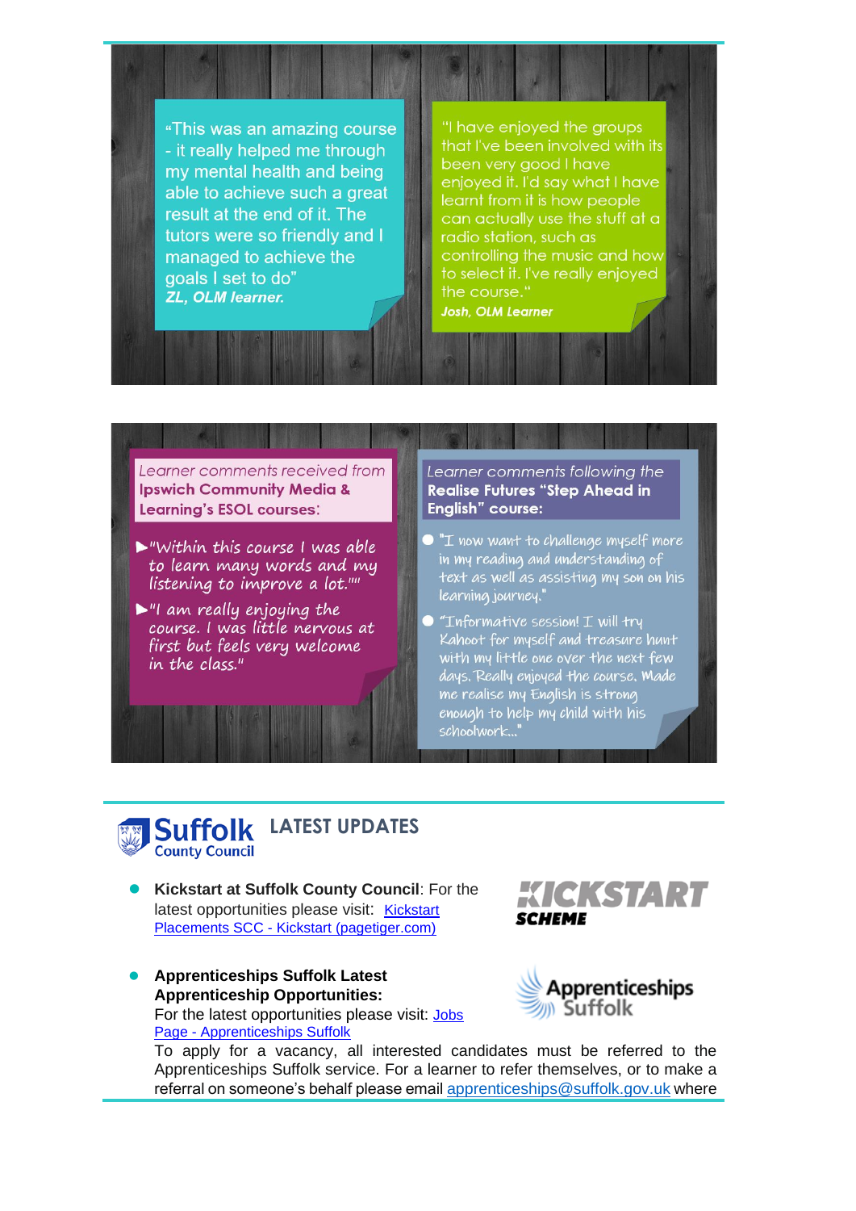"This was an amazing course - it really helped me through my mental health and being able to achieve such a great result at the end of it. The tutors were so friendly and I managed to achieve the goals I set to do"
***ZL, OLM learner.***

"I have enjoyed the groups that I've been involved with its been very good I have enjoyed it. I'd say what I have learnt from it is how people can actually use the stuff at a radio station, such as controlling the music and how to select it. I've really enjoyed the course."
***Josh, OLM Learner***

*Learner comments received from* **Ipswich Community Media & Learning's ESOL courses:**

- "Within this course I was able to learn many words and my listening to improve a lot.""
- "I am really enjoying the course. I was little nervous at first but feels very welcome in the class."

*Learner comments following the* **Realise Futures "Step Ahead in English" course:**

- "I now want to challenge myself more in my reading and understanding of text as well as assisting my son on his learning journey."
- "Informative session! I will try Kahoot for myself and treasure hunt with my little one over the next few days. Really enjoyed the course. Made me realise my English is strong enough to help my child with his schoolwork..."

## Suffolk County Council — LATEST UPDATES

- **Kickstart at Suffolk County Council**: For the latest opportunities please visit: [Kickstart Placements SCC - Kickstart (pagetiger.com)]()

KICKSTART SCHEME

- **Apprenticeships Suffolk Latest Apprenticeship Opportunities:**
  For the latest opportunities please visit: [Jobs Page - Apprenticeships Suffolk]()
  To apply for a vacancy, all interested candidates must be referred to the Apprenticeships Suffolk service. For a learner to refer themselves, or to make a referral on someone's behalf please email [apprenticeships@suffolk.gov.uk]() where

Apprenticeships Suffolk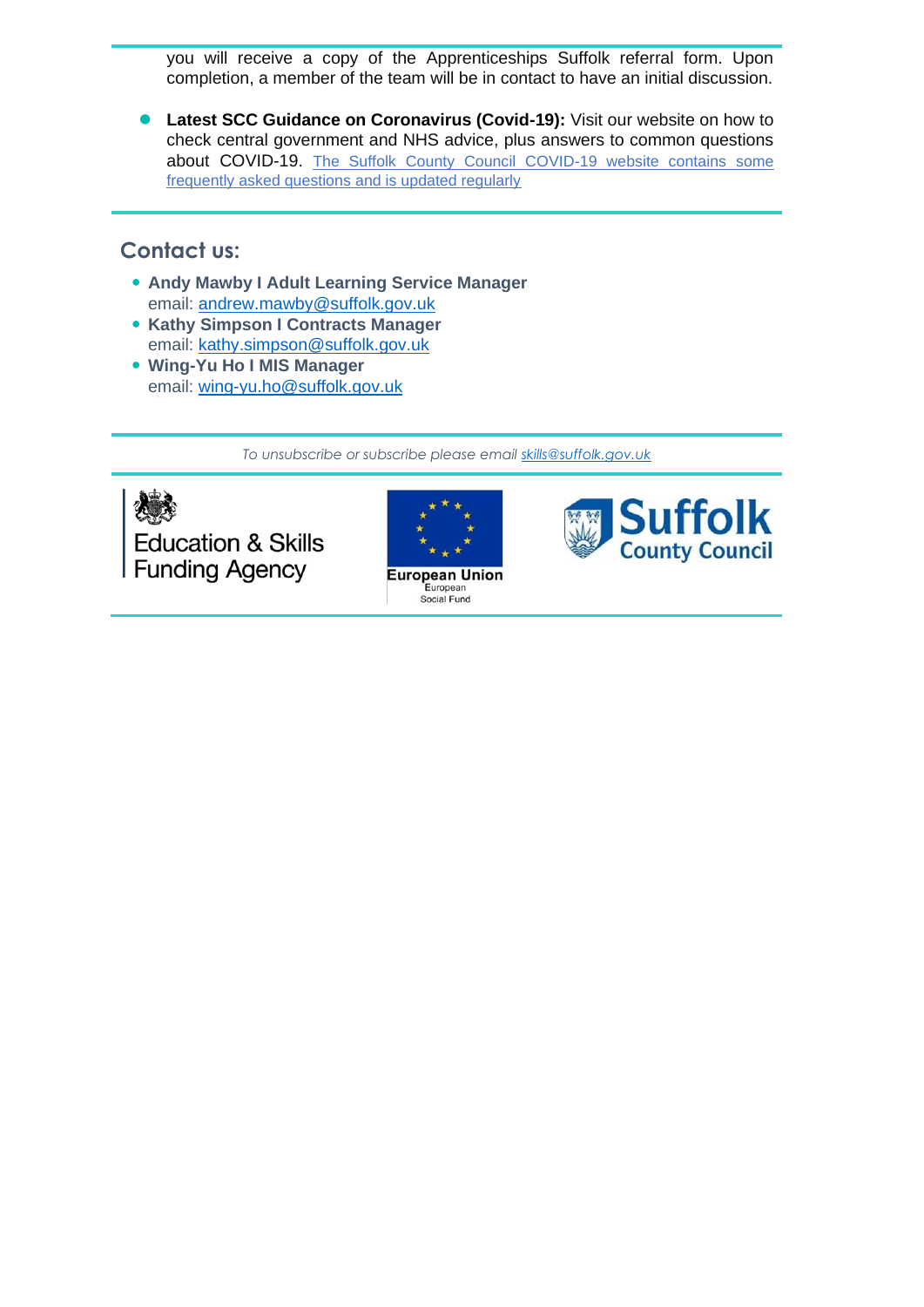you will receive a copy of the Apprenticeships Suffolk referral form. Upon completion, a member of the team will be in contact to have an initial discussion.

- **Latest SCC Guidance on Coronavirus (Covid-19):** Visit our website on how to check central government and NHS advice, plus answers to common questions about COVID-19. The Suffolk County Council COVID-19 website contains some frequently asked questions and is updated regularly

## Contact us:

- **Andy Mawby I Adult Learning Service Manager**
  email: andrew.mawby@suffolk.gov.uk
- **Kathy Simpson I Contracts Manager**
  email: kathy.simpson@suffolk.gov.uk
- **Wing-Yu Ho I MIS Manager**
  email: wing-yu.ho@suffolk.gov.uk

*To unsubscribe or subscribe please email skills@suffolk.gov.uk*

Education & Skills Funding Agency

European Union
European Social Fund

Suffolk County Council